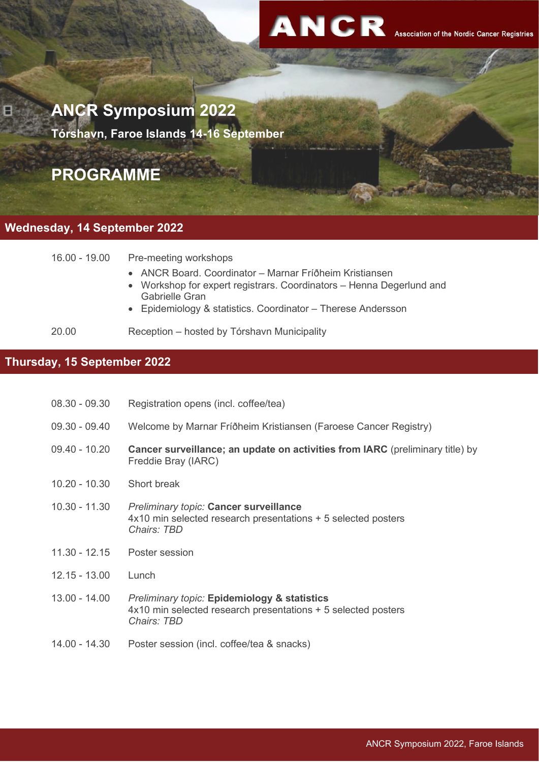ANCR Association of the Nordic Cancer Registries

# ANCR Symposium 2022

**Tórshavn, Faroe Islands 14-16 September**

# PROGRAMME

## Wednesday, 14 September 2022

| | |
|---|---|
| 16.00 - 19.00 | Pre-meeting workshops<br>• ANCR Board. Coordinator – Marnar Fríðheim Kristiansen<br>• Workshop for expert registrars. Coordinators – Henna Degerlund and Gabrielle Gran<br>• Epidemiology & statistics. Coordinator – Therese Andersson |
| 20.00 | Reception – hosted by Tórshavn Municipality |

## Thursday, 15 September 2022

| | |
|---|---|
| 08.30 - 09.30 | Registration opens (incl. coffee/tea) |
| 09.30 - 09.40 | Welcome by Marnar Fríðheim Kristiansen (Faroese Cancer Registry) |
| 09.40 - 10.20 | **Cancer surveillance; an update on activities from IARC** (preliminary title) by Freddie Bray (IARC) |
| 10.20 - 10.30 | Short break |
| 10.30 - 11.30 | *Preliminary topic:* **Cancer surveillance**<br>4x10 min selected research presentations + 5 selected posters<br>*Chairs: TBD* |
| 11.30 - 12.15 | Poster session |
| 12.15 - 13.00 | Lunch |
| 13.00 - 14.00 | *Preliminary topic:* **Epidemiology & statistics**<br>4x10 min selected research presentations + 5 selected posters<br>*Chairs: TBD* |
| 14.00 - 14.30 | Poster session (incl. coffee/tea & snacks) |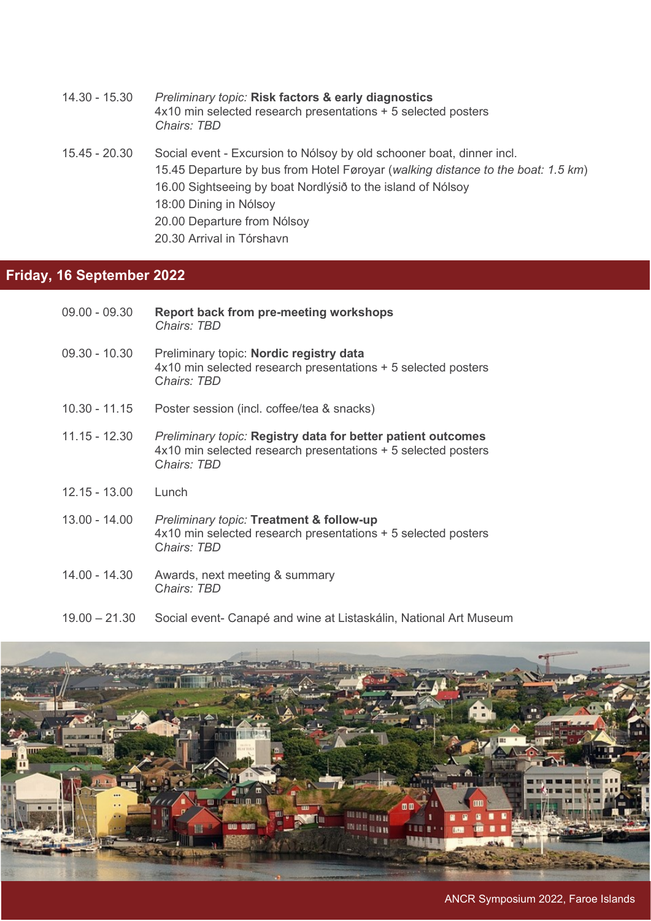14.30 - 15.30 *Preliminary topic:* **Risk factors & early diagnostics**
4x10 min selected research presentations + 5 selected posters
*Chairs: TBD*

15.45 - 20.30 Social event - Excursion to Nólsoy by old schooner boat, dinner incl.
15.45 Departure by bus from Hotel Føroyar (*walking distance to the boat: 1.5 km*)
16.00 Sightseeing by boat Nordlýsið to the island of Nólsoy
18:00 Dining in Nólsoy
20.00 Departure from Nólsoy
20.30 Arrival in Tórshavn

## Friday, 16 September 2022

09.00 - 09.30 **Report back from pre-meeting workshops**
*Chairs: TBD*

09.30 - 10.30 Preliminary topic: **Nordic registry data**
4x10 min selected research presentations + 5 selected posters
*Chairs: TBD*

10.30 - 11.15 Poster session (incl. coffee/tea & snacks)

11.15 - 12.30 *Preliminary topic:* **Registry data for better patient outcomes**
4x10 min selected research presentations + 5 selected posters
*Chairs: TBD*

12.15 - 13.00 Lunch

13.00 - 14.00 *Preliminary topic:* **Treatment & follow-up**
4x10 min selected research presentations + 5 selected posters
*Chairs: TBD*

14.00 - 14.30 Awards, next meeting & summary
*Chairs: TBD*

19.00 – 21.30 Social event- Canapé and wine at Listaskálin, National Art Museum